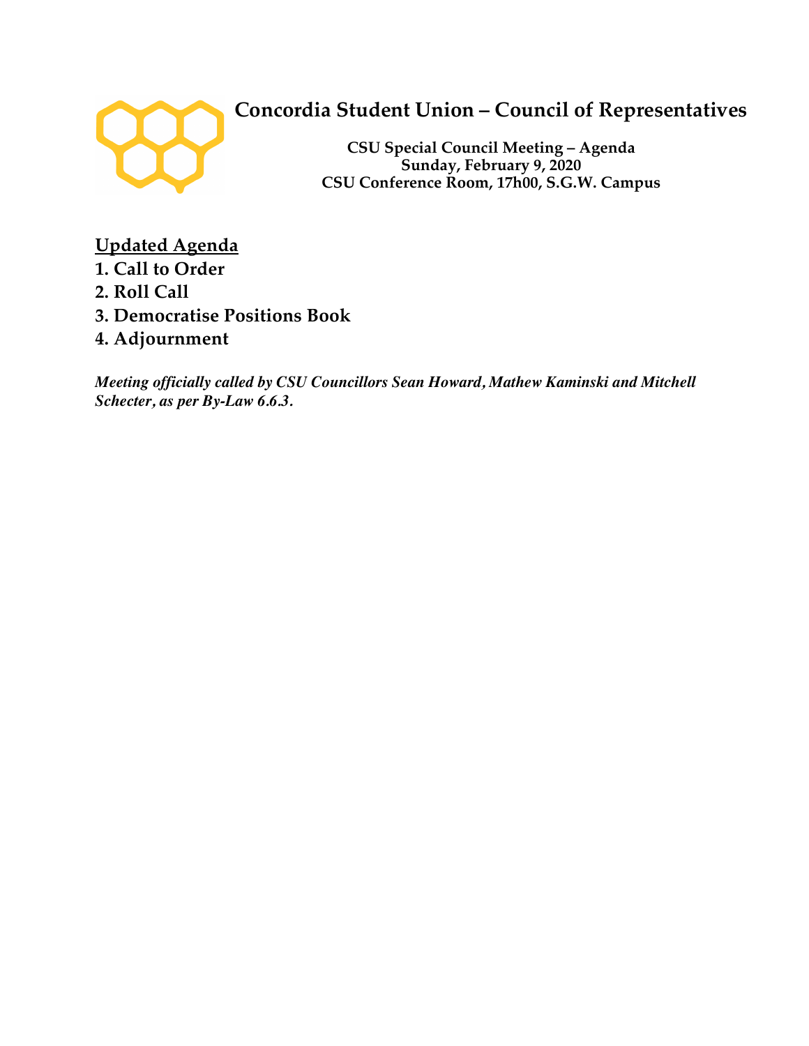# Concordia Student Union – Council of Representatives

**CSU Special Council Meeting – Agenda**
**Sunday, February 9, 2020**
**CSU Conference Room, 17h00, S.G.W. Campus**

## Updated Agenda

**1. Call to Order**
**2. Roll Call**
**3. Democratise Positions Book**
**4. Adjournment**

***Meeting officially called by CSU Councillors Sean Howard, Mathew Kaminski and Mitchell Schecter, as per By-Law 6.6.3.***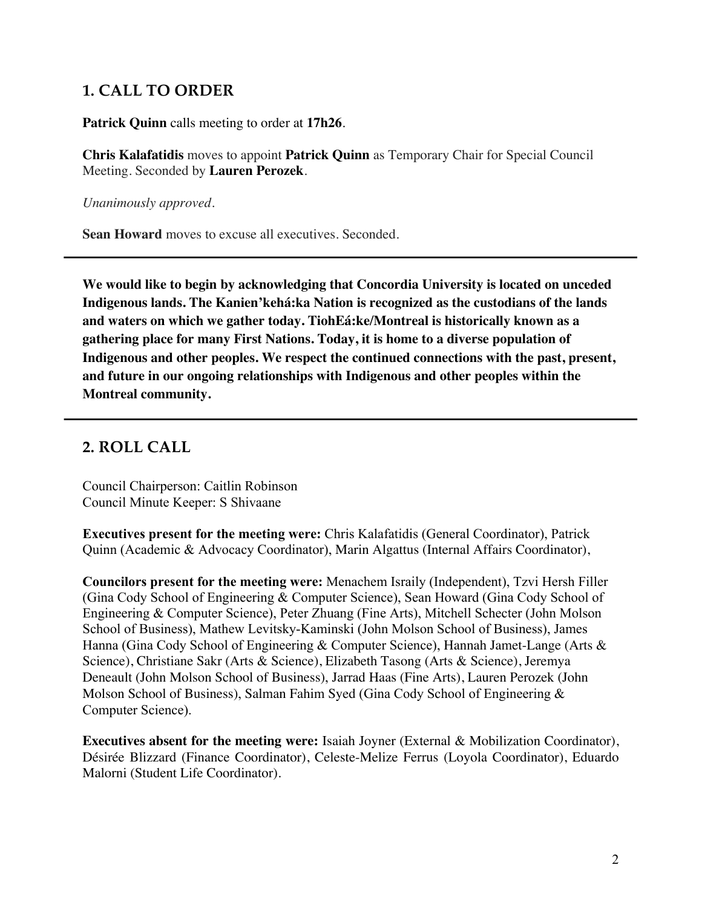## 1. CALL TO ORDER

**Patrick Quinn** calls meeting to order at **17h26**.

**Chris Kalafatidis** moves to appoint **Patrick Quinn** as Temporary Chair for Special Council Meeting. Seconded by **Lauren Perozek**.

*Unanimously approved.*

**Sean Howard** moves to excuse all executives. Seconded.

---

**We would like to begin by acknowledging that Concordia University is located on unceded Indigenous lands. The Kanien'kehá:ka Nation is recognized as the custodians of the lands and waters on which we gather today. TiohEá:ke/Montreal is historically known as a gathering place for many First Nations. Today, it is home to a diverse population of Indigenous and other peoples. We respect the continued connections with the past, present, and future in our ongoing relationships with Indigenous and other peoples within the Montreal community.**

---

## 2. ROLL CALL

Council Chairperson: Caitlin Robinson
Council Minute Keeper: S Shivaane

**Executives present for the meeting were:** Chris Kalafatidis (General Coordinator), Patrick Quinn (Academic & Advocacy Coordinator), Marin Algattus (Internal Affairs Coordinator),

**Councilors present for the meeting were:** Menachem Israily (Independent), Tzvi Hersh Filler (Gina Cody School of Engineering & Computer Science), Sean Howard (Gina Cody School of Engineering & Computer Science), Peter Zhuang (Fine Arts), Mitchell Schecter (John Molson School of Business), Mathew Levitsky-Kaminski (John Molson School of Business), James Hanna (Gina Cody School of Engineering & Computer Science), Hannah Jamet-Lange (Arts & Science), Christiane Sakr (Arts & Science), Elizabeth Tasong (Arts & Science), Jeremya Deneault (John Molson School of Business), Jarrad Haas (Fine Arts), Lauren Perozek (John Molson School of Business), Salman Fahim Syed (Gina Cody School of Engineering & Computer Science).

**Executives absent for the meeting were:** Isaiah Joyner (External & Mobilization Coordinator), Désirée Blizzard (Finance Coordinator), Celeste-Melize Ferrus (Loyola Coordinator), Eduardo Malorni (Student Life Coordinator).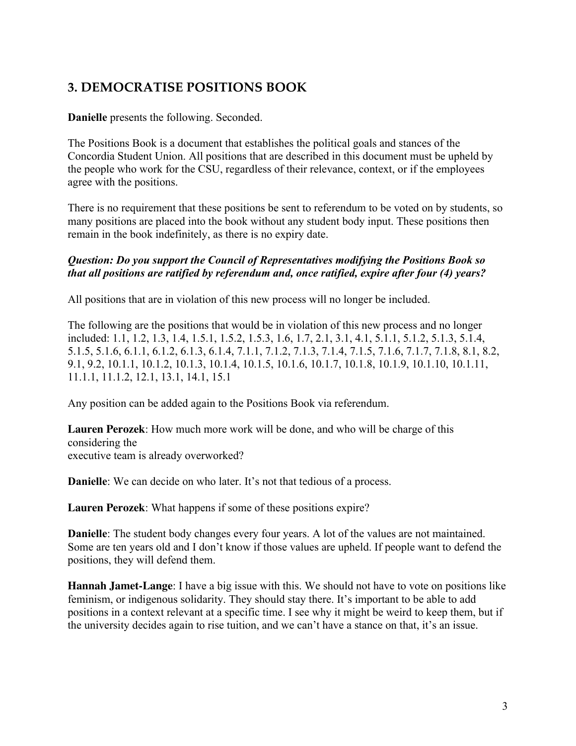## 3. DEMOCRATISE POSITIONS BOOK

**Danielle** presents the following. Seconded.

The Positions Book is a document that establishes the political goals and stances of the Concordia Student Union. All positions that are described in this document must be upheld by the people who work for the CSU, regardless of their relevance, context, or if the employees agree with the positions.

There is no requirement that these positions be sent to referendum to be voted on by students, so many positions are placed into the book without any student body input. These positions then remain in the book indefinitely, as there is no expiry date.

***Question: Do you support the Council of Representatives modifying the Positions Book so that all positions are ratified by referendum and, once ratified, expire after four (4) years?***

All positions that are in violation of this new process will no longer be included.

The following are the positions that would be in violation of this new process and no longer included: 1.1, 1.2, 1.3, 1.4, 1.5.1, 1.5.2, 1.5.3, 1.6, 1.7, 2.1, 3.1, 4.1, 5.1.1, 5.1.2, 5.1.3, 5.1.4, 5.1.5, 5.1.6, 6.1.1, 6.1.2, 6.1.3, 6.1.4, 7.1.1, 7.1.2, 7.1.3, 7.1.4, 7.1.5, 7.1.6, 7.1.7, 7.1.8, 8.1, 8.2, 9.1, 9.2, 10.1.1, 10.1.2, 10.1.3, 10.1.4, 10.1.5, 10.1.6, 10.1.7, 10.1.8, 10.1.9, 10.1.10, 10.1.11, 11.1.1, 11.1.2, 12.1, 13.1, 14.1, 15.1

Any position can be added again to the Positions Book via referendum.

**Lauren Perozek**: How much more work will be done, and who will be charge of this considering the executive team is already overworked?

**Danielle**: We can decide on who later. It's not that tedious of a process.

**Lauren Perozek**: What happens if some of these positions expire?

**Danielle**: The student body changes every four years. A lot of the values are not maintained. Some are ten years old and I don't know if those values are upheld. If people want to defend the positions, they will defend them.

**Hannah Jamet-Lange**: I have a big issue with this. We should not have to vote on positions like feminism, or indigenous solidarity. They should stay there. It's important to be able to add positions in a context relevant at a specific time. I see why it might be weird to keep them, but if the university decides again to rise tuition, and we can't have a stance on that, it's an issue.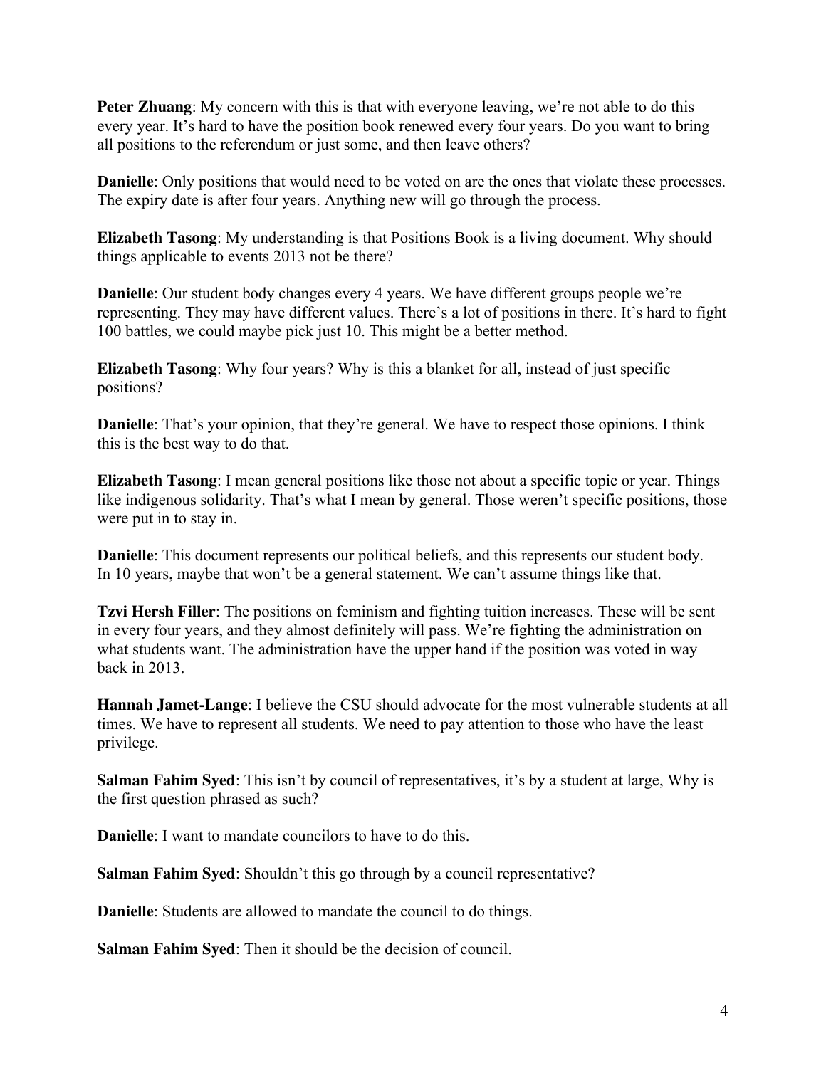**Peter Zhuang**: My concern with this is that with everyone leaving, we're not able to do this every year. It's hard to have the position book renewed every four years. Do you want to bring all positions to the referendum or just some, and then leave others?

**Danielle**: Only positions that would need to be voted on are the ones that violate these processes. The expiry date is after four years. Anything new will go through the process.

**Elizabeth Tasong**: My understanding is that Positions Book is a living document. Why should things applicable to events 2013 not be there?

**Danielle**: Our student body changes every 4 years. We have different groups people we're representing. They may have different values. There's a lot of positions in there. It's hard to fight 100 battles, we could maybe pick just 10. This might be a better method.

**Elizabeth Tasong**: Why four years? Why is this a blanket for all, instead of just specific positions?

**Danielle**: That's your opinion, that they're general. We have to respect those opinions. I think this is the best way to do that.

**Elizabeth Tasong**: I mean general positions like those not about a specific topic or year. Things like indigenous solidarity. That's what I mean by general. Those weren't specific positions, those were put in to stay in.

**Danielle**: This document represents our political beliefs, and this represents our student body. In 10 years, maybe that won't be a general statement. We can't assume things like that.

**Tzvi Hersh Filler**: The positions on feminism and fighting tuition increases. These will be sent in every four years, and they almost definitely will pass. We're fighting the administration on what students want. The administration have the upper hand if the position was voted in way back in 2013.

**Hannah Jamet-Lange**: I believe the CSU should advocate for the most vulnerable students at all times. We have to represent all students. We need to pay attention to those who have the least privilege.

**Salman Fahim Syed**: This isn't by council of representatives, it's by a student at large, Why is the first question phrased as such?

**Danielle**: I want to mandate councilors to have to do this.

**Salman Fahim Syed**: Shouldn't this go through by a council representative?

**Danielle**: Students are allowed to mandate the council to do things.

**Salman Fahim Syed**: Then it should be the decision of council.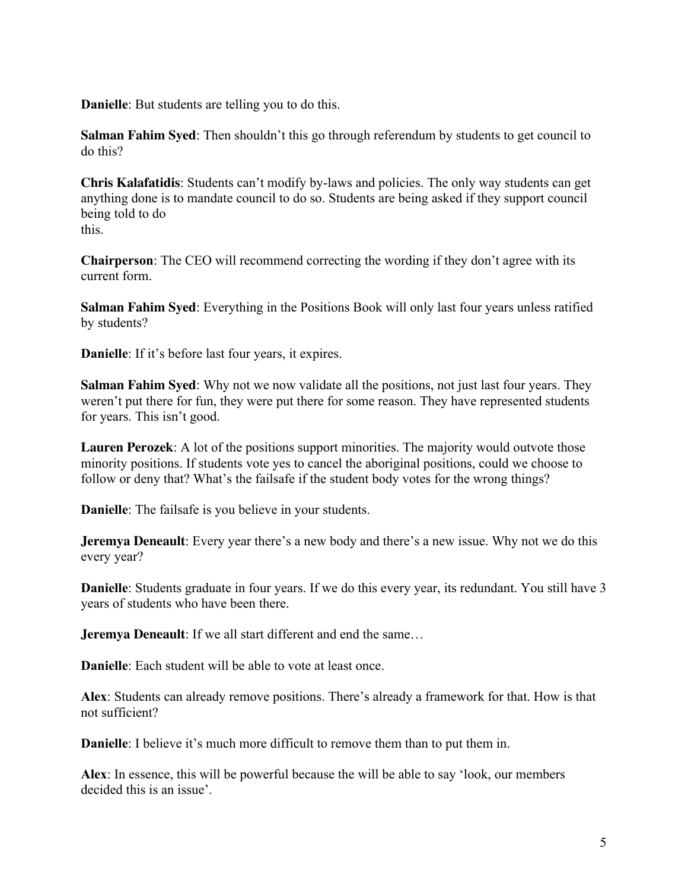**Danielle**: But students are telling you to do this.

**Salman Fahim Syed**: Then shouldn't this go through referendum by students to get council to do this?

**Chris Kalafatidis**: Students can't modify by-laws and policies. The only way students can get anything done is to mandate council to do so. Students are being asked if they support council being told to do this.

**Chairperson**: The CEO will recommend correcting the wording if they don't agree with its current form.

**Salman Fahim Syed**: Everything in the Positions Book will only last four years unless ratified by students?

**Danielle**: If it's before last four years, it expires.

**Salman Fahim Syed**: Why not we now validate all the positions, not just last four years. They weren't put there for fun, they were put there for some reason. They have represented students for years. This isn't good.

**Lauren Perozek**: A lot of the positions support minorities. The majority would outvote those minority positions. If students vote yes to cancel the aboriginal positions, could we choose to follow or deny that? What's the failsafe if the student body votes for the wrong things?

**Danielle**: The failsafe is you believe in your students.

**Jeremya Deneault**: Every year there's a new body and there's a new issue. Why not we do this every year?

**Danielle**: Students graduate in four years. If we do this every year, its redundant. You still have 3 years of students who have been there.

**Jeremya Deneault**: If we all start different and end the same…

**Danielle**: Each student will be able to vote at least once.

**Alex**: Students can already remove positions. There's already a framework for that. How is that not sufficient?

**Danielle**: I believe it's much more difficult to remove them than to put them in.

**Alex**: In essence, this will be powerful because the will be able to say 'look, our members decided this is an issue'.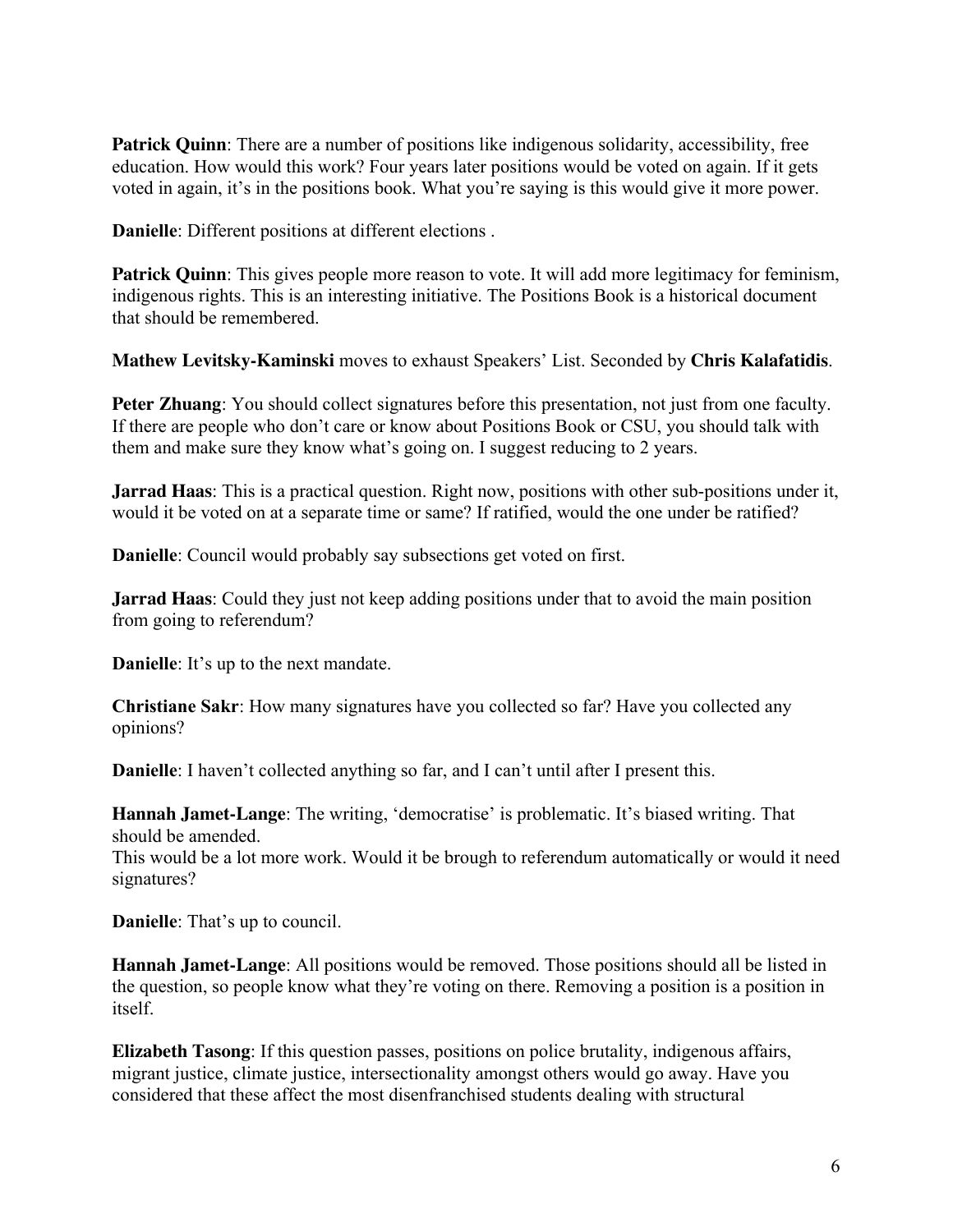**Patrick Quinn**: There are a number of positions like indigenous solidarity, accessibility, free education. How would this work? Four years later positions would be voted on again. If it gets voted in again, it's in the positions book. What you're saying is this would give it more power.

**Danielle**: Different positions at different elections .

**Patrick Quinn**: This gives people more reason to vote. It will add more legitimacy for feminism, indigenous rights. This is an interesting initiative. The Positions Book is a historical document that should be remembered.

**Mathew Levitsky-Kaminski** moves to exhaust Speakers' List. Seconded by **Chris Kalafatidis**.

**Peter Zhuang**: You should collect signatures before this presentation, not just from one faculty. If there are people who don't care or know about Positions Book or CSU, you should talk with them and make sure they know what's going on. I suggest reducing to 2 years.

**Jarrad Haas**: This is a practical question. Right now, positions with other sub-positions under it, would it be voted on at a separate time or same? If ratified, would the one under be ratified?

**Danielle**: Council would probably say subsections get voted on first.

**Jarrad Haas**: Could they just not keep adding positions under that to avoid the main position from going to referendum?

**Danielle**: It's up to the next mandate.

**Christiane Sakr**: How many signatures have you collected so far? Have you collected any opinions?

**Danielle**: I haven't collected anything so far, and I can't until after I present this.

**Hannah Jamet-Lange**: The writing, 'democratise' is problematic. It's biased writing. That should be amended.
This would be a lot more work. Would it be brough to referendum automatically or would it need signatures?

**Danielle**: That's up to council.

**Hannah Jamet-Lange**: All positions would be removed. Those positions should all be listed in the question, so people know what they're voting on there. Removing a position is a position in itself.

**Elizabeth Tasong**: If this question passes, positions on police brutality, indigenous affairs, migrant justice, climate justice, intersectionality amongst others would go away. Have you considered that these affect the most disenfranchised students dealing with structural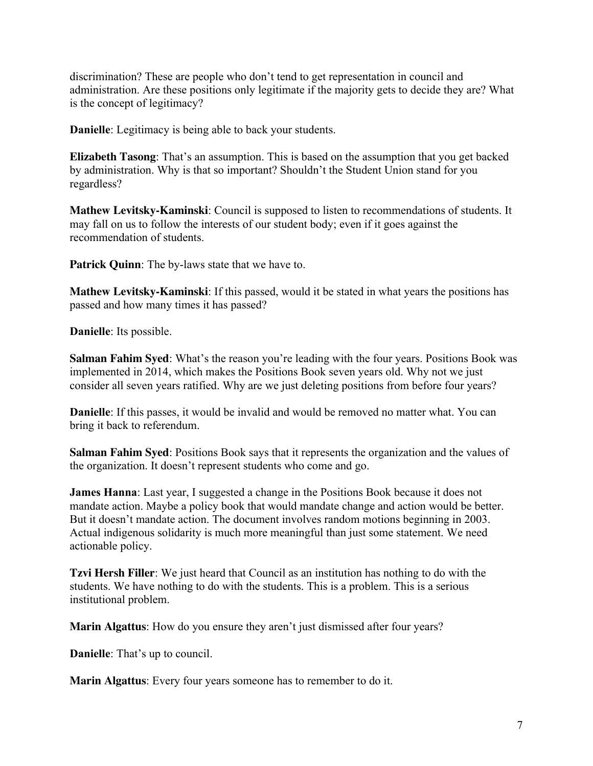discrimination? These are people who don't tend to get representation in council and administration. Are these positions only legitimate if the majority gets to decide they are? What is the concept of legitimacy?

**Danielle**: Legitimacy is being able to back your students.

**Elizabeth Tasong**: That's an assumption. This is based on the assumption that you get backed by administration. Why is that so important? Shouldn't the Student Union stand for you regardless?

**Mathew Levitsky-Kaminski**: Council is supposed to listen to recommendations of students. It may fall on us to follow the interests of our student body; even if it goes against the recommendation of students.

**Patrick Quinn**: The by-laws state that we have to.

**Mathew Levitsky-Kaminski**: If this passed, would it be stated in what years the positions has passed and how many times it has passed?

**Danielle**: Its possible.

**Salman Fahim Syed**: What's the reason you're leading with the four years. Positions Book was implemented in 2014, which makes the Positions Book seven years old. Why not we just consider all seven years ratified. Why are we just deleting positions from before four years?

**Danielle**: If this passes, it would be invalid and would be removed no matter what. You can bring it back to referendum.

**Salman Fahim Syed**: Positions Book says that it represents the organization and the values of the organization. It doesn't represent students who come and go.

**James Hanna**: Last year, I suggested a change in the Positions Book because it does not mandate action. Maybe a policy book that would mandate change and action would be better. But it doesn't mandate action. The document involves random motions beginning in 2003. Actual indigenous solidarity is much more meaningful than just some statement. We need actionable policy.

**Tzvi Hersh Filler**: We just heard that Council as an institution has nothing to do with the students. We have nothing to do with the students. This is a problem. This is a serious institutional problem.

**Marin Algattus**: How do you ensure they aren't just dismissed after four years?

**Danielle**: That's up to council.

**Marin Algattus**: Every four years someone has to remember to do it.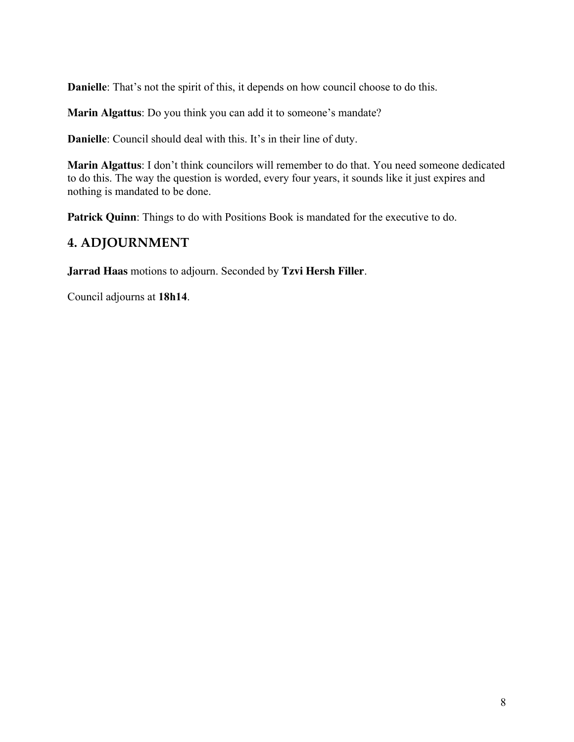**Danielle**: That's not the spirit of this, it depends on how council choose to do this.

**Marin Algattus**: Do you think you can add it to someone's mandate?

**Danielle**: Council should deal with this. It's in their line of duty.

**Marin Algattus**: I don't think councilors will remember to do that. You need someone dedicated to do this. The way the question is worded, every four years, it sounds like it just expires and nothing is mandated to be done.

**Patrick Quinn**: Things to do with Positions Book is mandated for the executive to do.

## 4. ADJOURNMENT

**Jarrad Haas** motions to adjourn. Seconded by **Tzvi Hersh Filler**.

Council adjourns at **18h14**.